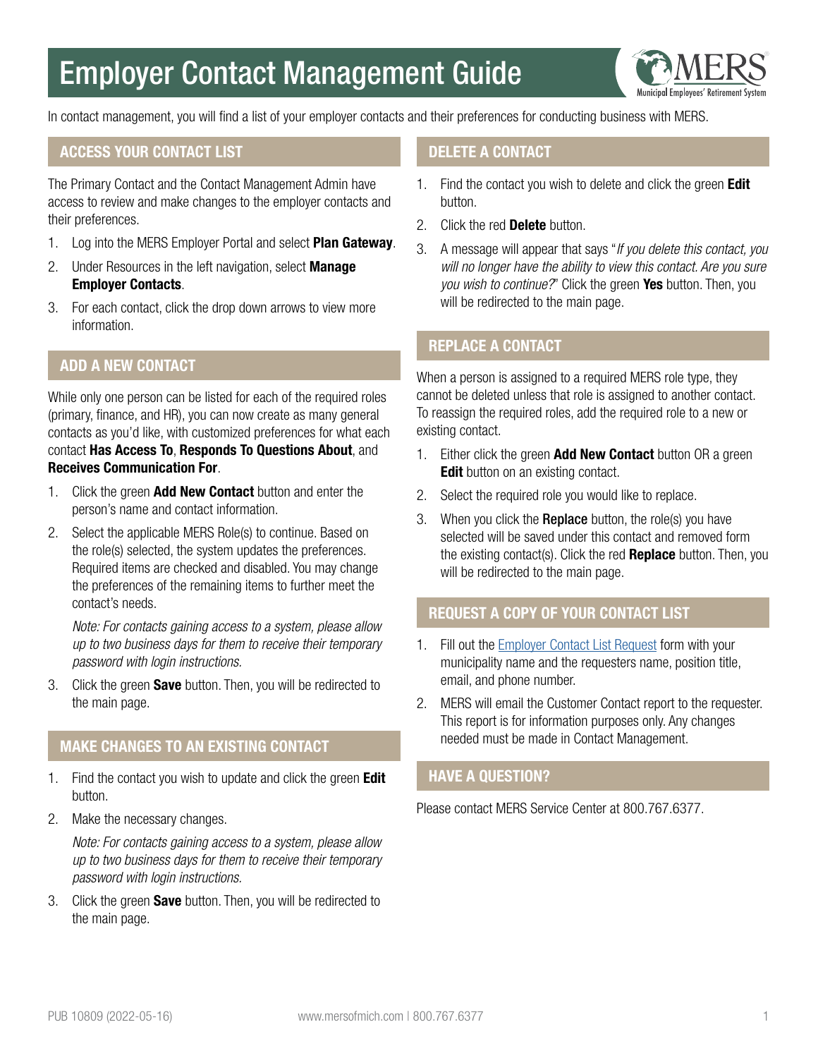# Employer Contact Management Guide

In contact management, you will find a list of your employer contacts and their preferences for conducting business with MERS.

## ACCESS YOUR CONTACT LIST

The Primary Contact and the Contact Management Admin have access to review and make changes to the employer contacts and their preferences.

1. Log into the MERS Employer Portal and select **Plan Gateway**.
2. Under Resources in the left navigation, select **Manage Employer Contacts**.
3. For each contact, click the drop down arrows to view more information.

## ADD A NEW CONTACT

While only one person can be listed for each of the required roles (primary, finance, and HR), you can now create as many general contacts as you'd like, with customized preferences for what each contact **Has Access To**, **Responds To Questions About**, and **Receives Communication For**.

1. Click the green **Add New Contact** button and enter the person's name and contact information.
2. Select the applicable MERS Role(s) to continue. Based on the role(s) selected, the system updates the preferences. Required items are checked and disabled. You may change the preferences of the remaining items to further meet the contact's needs.

   *Note: For contacts gaining access to a system, please allow up to two business days for them to receive their temporary password with login instructions.*

3. Click the green **Save** button. Then, you will be redirected to the main page.

## MAKE CHANGES TO AN EXISTING CONTACT

1. Find the contact you wish to update and click the green **Edit** button.
2. Make the necessary changes.

   *Note: For contacts gaining access to a system, please allow up to two business days for them to receive their temporary password with login instructions.*

3. Click the green **Save** button. Then, you will be redirected to the main page.

## DELETE A CONTACT

1. Find the contact you wish to delete and click the green **Edit** button.
2. Click the red **Delete** button.
3. A message will appear that says "*If you delete this contact, you will no longer have the ability to view this contact. Are you sure you wish to continue?*" Click the green **Yes** button. Then, you will be redirected to the main page.

## REPLACE A CONTACT

When a person is assigned to a required MERS role type, they cannot be deleted unless that role is assigned to another contact. To reassign the required roles, add the required role to a new or existing contact.

1. Either click the green **Add New Contact** button OR a green **Edit** button on an existing contact.
2. Select the required role you would like to replace.
3. When you click the **Replace** button, the role(s) you have selected will be saved under this contact and removed form the existing contact(s). Click the red **Replace** button. Then, you will be redirected to the main page.

## REQUEST A COPY OF YOUR CONTACT LIST

1. Fill out the Employer Contact List Request form with your municipality name and the requesters name, position title, email, and phone number.
2. MERS will email the Customer Contact report to the requester. This report is for information purposes only. Any changes needed must be made in Contact Management.

## HAVE A QUESTION?

Please contact MERS Service Center at 800.767.6377.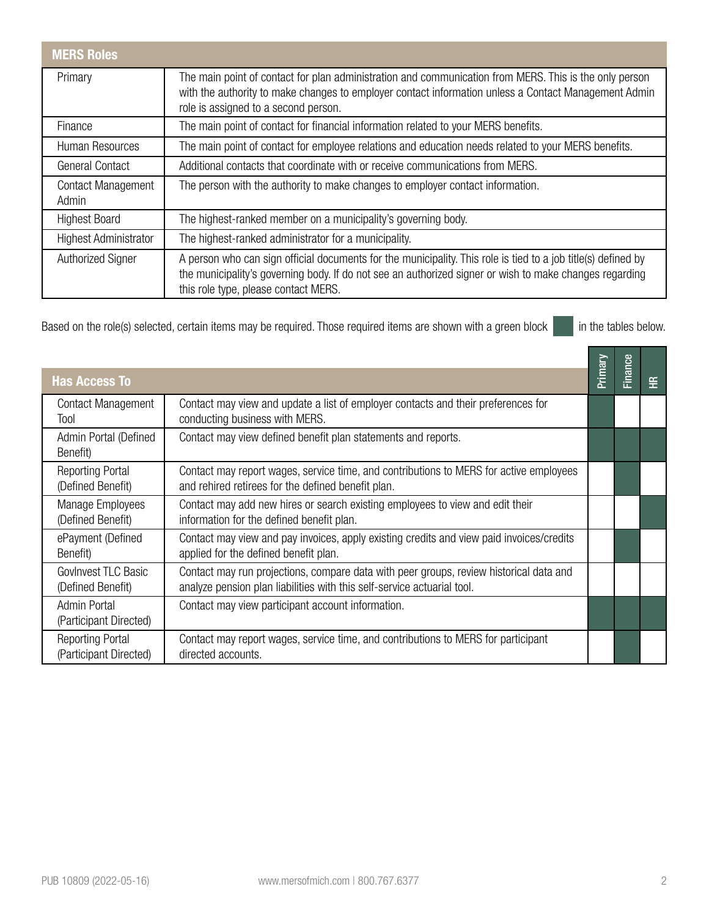| MERS Roles | |
|---|---|
| Primary | The main point of contact for plan administration and communication from MERS. This is the only person with the authority to make changes to employer contact information unless a Contact Management Admin role is assigned to a second person. |
| Finance | The main point of contact for financial information related to your MERS benefits. |
| Human Resources | The main point of contact for employee relations and education needs related to your MERS benefits. |
| General Contact | Additional contacts that coordinate with or receive communications from MERS. |
| Contact Management Admin | The person with the authority to make changes to employer contact information. |
| Highest Board | The highest-ranked member on a municipality's governing body. |
| Highest Administrator | The highest-ranked administrator for a municipality. |
| Authorized Signer | A person who can sign official documents for the municipality. This role is tied to a job title(s) defined by the municipality's governing body. If do not see an authorized signer or wish to make changes regarding this role type, please contact MERS. |

Based on the role(s) selected, certain items may be required. Those required items are shown with a green block in the tables below.

| Has Access To | | Primary | Finance | HR |
|---|---|---|---|---|
| Contact Management Tool | Contact may view and update a list of employer contacts and their preferences for conducting business with MERS. | ■ | | |
| Admin Portal (Defined Benefit) | Contact may view defined benefit plan statements and reports. | ■ | ■ | ■ |
| Reporting Portal (Defined Benefit) | Contact may report wages, service time, and contributions to MERS for active employees and rehired retirees for the defined benefit plan. | | ■ | |
| Manage Employees (Defined Benefit) | Contact may add new hires or search existing employees to view and edit their information for the defined benefit plan. | | | ■ |
| ePayment (Defined Benefit) | Contact may view and pay invoices, apply existing credits and view paid invoices/credits applied for the defined benefit plan. | | ■ | |
| GovInvest TLC Basic (Defined Benefit) | Contact may run projections, compare data with peer groups, review historical data and analyze pension plan liabilities with this self-service actuarial tool. | | | |
| Admin Portal (Participant Directed) | Contact may view participant account information. | ■ | ■ | ■ |
| Reporting Portal (Participant Directed) | Contact may report wages, service time, and contributions to MERS for participant directed accounts. | | ■ | |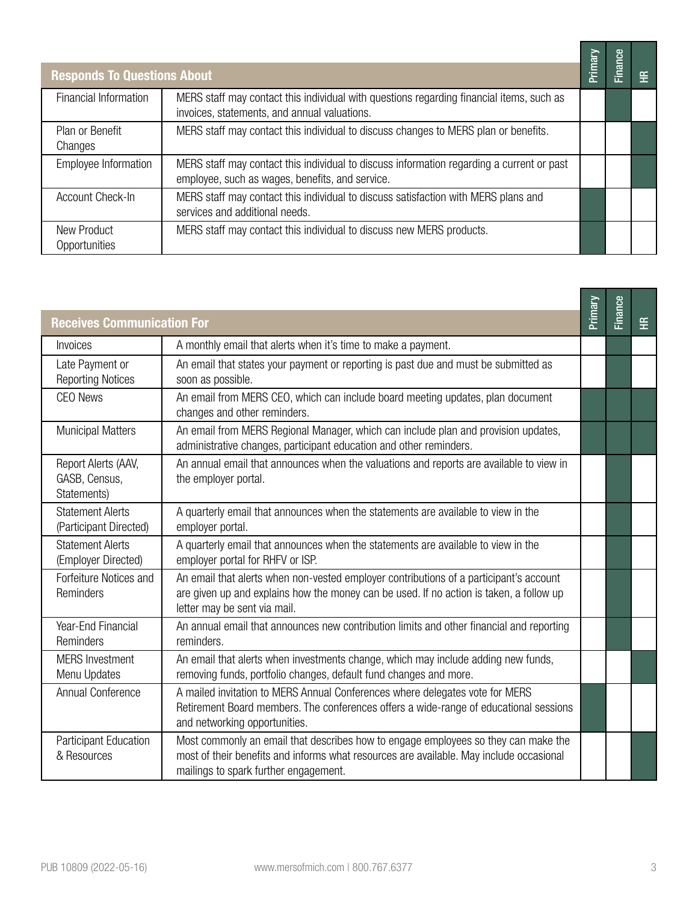| Responds To Questions About | | Primary | Finance | HR |
|---|---|---|---|---|
| Financial Information | MERS staff may contact this individual with questions regarding financial items, such as invoices, statements, and annual valuations. | | ■ | |
| Plan or Benefit Changes | MERS staff may contact this individual to discuss changes to MERS plan or benefits. | | | ■ |
| Employee Information | MERS staff may contact this individual to discuss information regarding a current or past employee, such as wages, benefits, and service. | | | ■ |
| Account Check-In | MERS staff may contact this individual to discuss satisfaction with MERS plans and services and additional needs. | ■ | | |
| New Product Opportunities | MERS staff may contact this individual to discuss new MERS products. | ■ | | |

| Receives Communication For | | Primary | Finance | HR |
|---|---|---|---|---|
| Invoices | A monthly email that alerts when it's time to make a payment. | | ■ | |
| Late Payment or Reporting Notices | An email that states your payment or reporting is past due and must be submitted as soon as possible. | | ■ | |
| CEO News | An email from MERS CEO, which can include board meeting updates, plan document changes and other reminders. | ■ | ■ | ■ |
| Municipal Matters | An email from MERS Regional Manager, which can include plan and provision updates, administrative changes, participant education and other reminders. | ■ | ■ | ■ |
| Report Alerts (AAV, GASB, Census, Statements) | An annual email that announces when the valuations and reports are available to view in the employer portal. | | ■ | |
| Statement Alerts (Participant Directed) | A quarterly email that announces when the statements are available to view in the employer portal. | | ■ | |
| Statement Alerts (Employer Directed) | A quarterly email that announces when the statements are available to view in the employer portal for RHFV or ISP. | | ■ | |
| Forfeiture Notices and Reminders | An email that alerts when non-vested employer contributions of a participant's account are given up and explains how the money can be used. If no action is taken, a follow up letter may be sent via mail. | | ■ | |
| Year-End Financial Reminders | An annual email that announces new contribution limits and other financial and reporting reminders. | | ■ | |
| MERS Investment Menu Updates | An email that alerts when investments change, which may include adding new funds, removing funds, portfolio changes, default fund changes and more. | | | ■ |
| Annual Conference | A mailed invitation to MERS Annual Conferences where delegates vote for MERS Retirement Board members. The conferences offers a wide-range of educational sessions and networking opportunities. | ■ | | |
| Participant Education & Resources | Most commonly an email that describes how to engage employees so they can make the most of their benefits and informs what resources are available. May include occasional mailings to spark further engagement. | | | ■ |

PUB 10809 (2022-05-16) www.mersofmich.com | 800.767.6377